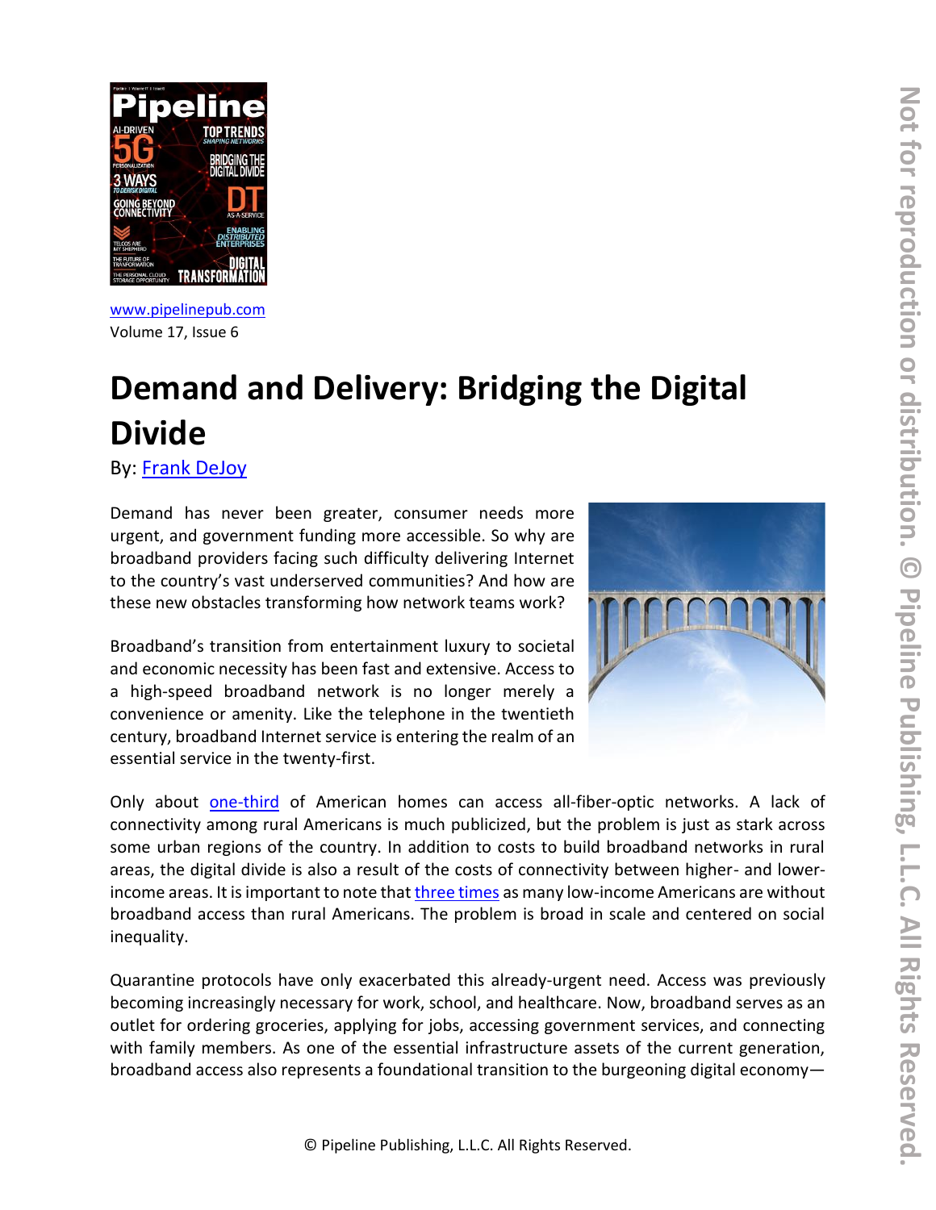www.pipelinepub.com
Volume 17, Issue 6

# Demand and Delivery: Bridging the Digital Divide

By: Frank DeJoy

Demand has never been greater, consumer needs more urgent, and government funding more accessible. So why are broadband providers facing such difficulty delivering Internet to the country's vast underserved communities? And how are these new obstacles transforming how network teams work?

Broadband's transition from entertainment luxury to societal and economic necessity has been fast and extensive. Access to a high-speed broadband network is no longer merely a convenience or amenity. Like the telephone in the twentieth century, broadband Internet service is entering the realm of an essential service in the twenty-first.

Only about one-third of American homes can access all-fiber-optic networks. A lack of connectivity among rural Americans is much publicized, but the problem is just as stark across some urban regions of the country. In addition to costs to build broadband networks in rural areas, the digital divide is also a result of the costs of connectivity between higher- and lower-income areas. It is important to note that three times as many low-income Americans are without broadband access than rural Americans. The problem is broad in scale and centered on social inequality.

Quarantine protocols have only exacerbated this already-urgent need. Access was previously becoming increasingly necessary for work, school, and healthcare. Now, broadband serves as an outlet for ordering groceries, applying for jobs, accessing government services, and connecting with family members. As one of the essential infrastructure assets of the current generation, broadband access also represents a foundational transition to the burgeoning digital economy—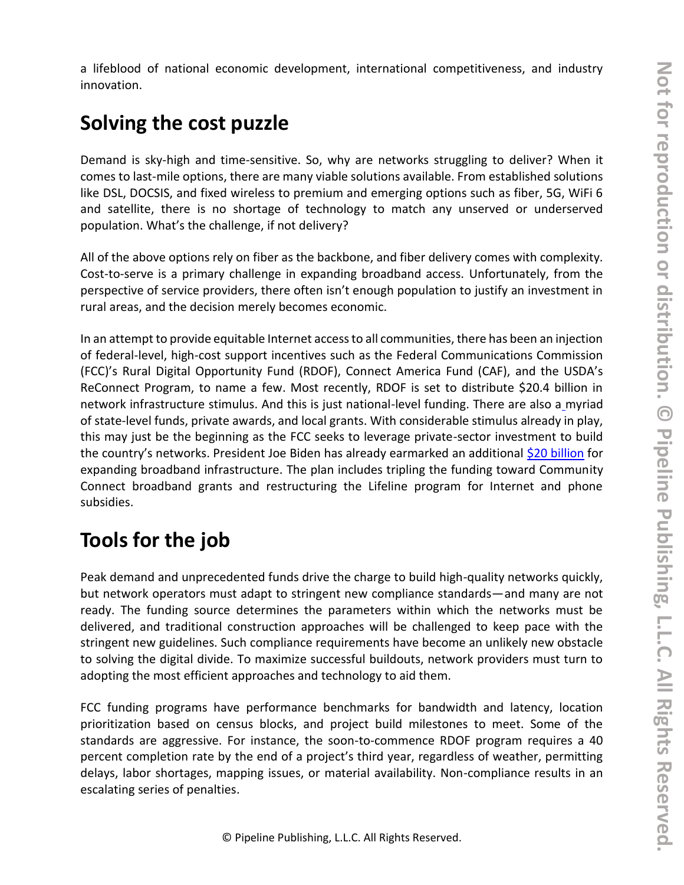a lifeblood of national economic development, international competitiveness, and industry innovation.

## Solving the cost puzzle

Demand is sky-high and time-sensitive. So, why are networks struggling to deliver? When it comes to last-mile options, there are many viable solutions available. From established solutions like DSL, DOCSIS, and fixed wireless to premium and emerging options such as fiber, 5G, WiFi 6 and satellite, there is no shortage of technology to match any unserved or underserved population. What's the challenge, if not delivery?

All of the above options rely on fiber as the backbone, and fiber delivery comes with complexity. Cost-to-serve is a primary challenge in expanding broadband access. Unfortunately, from the perspective of service providers, there often isn't enough population to justify an investment in rural areas, and the decision merely becomes economic.

In an attempt to provide equitable Internet access to all communities, there has been an injection of federal-level, high-cost support incentives such as the Federal Communications Commission (FCC)'s Rural Digital Opportunity Fund (RDOF), Connect America Fund (CAF), and the USDA's ReConnect Program, to name a few. Most recently, RDOF is set to distribute $20.4 billion in network infrastructure stimulus. And this is just national-level funding. There are also a myriad of state-level funds, private awards, and local grants. With considerable stimulus already in play, this may just be the beginning as the FCC seeks to leverage private-sector investment to build the country's networks. President Joe Biden has already earmarked an additional $20 billion for expanding broadband infrastructure. The plan includes tripling the funding toward Community Connect broadband grants and restructuring the Lifeline program for Internet and phone subsidies.

## Tools for the job

Peak demand and unprecedented funds drive the charge to build high-quality networks quickly, but network operators must adapt to stringent new compliance standards—and many are not ready. The funding source determines the parameters within which the networks must be delivered, and traditional construction approaches will be challenged to keep pace with the stringent new guidelines. Such compliance requirements have become an unlikely new obstacle to solving the digital divide. To maximize successful buildouts, network providers must turn to adopting the most efficient approaches and technology to aid them.

FCC funding programs have performance benchmarks for bandwidth and latency, location prioritization based on census blocks, and project build milestones to meet. Some of the standards are aggressive. For instance, the soon-to-commence RDOF program requires a 40 percent completion rate by the end of a project's third year, regardless of weather, permitting delays, labor shortages, mapping issues, or material availability. Non-compliance results in an escalating series of penalties.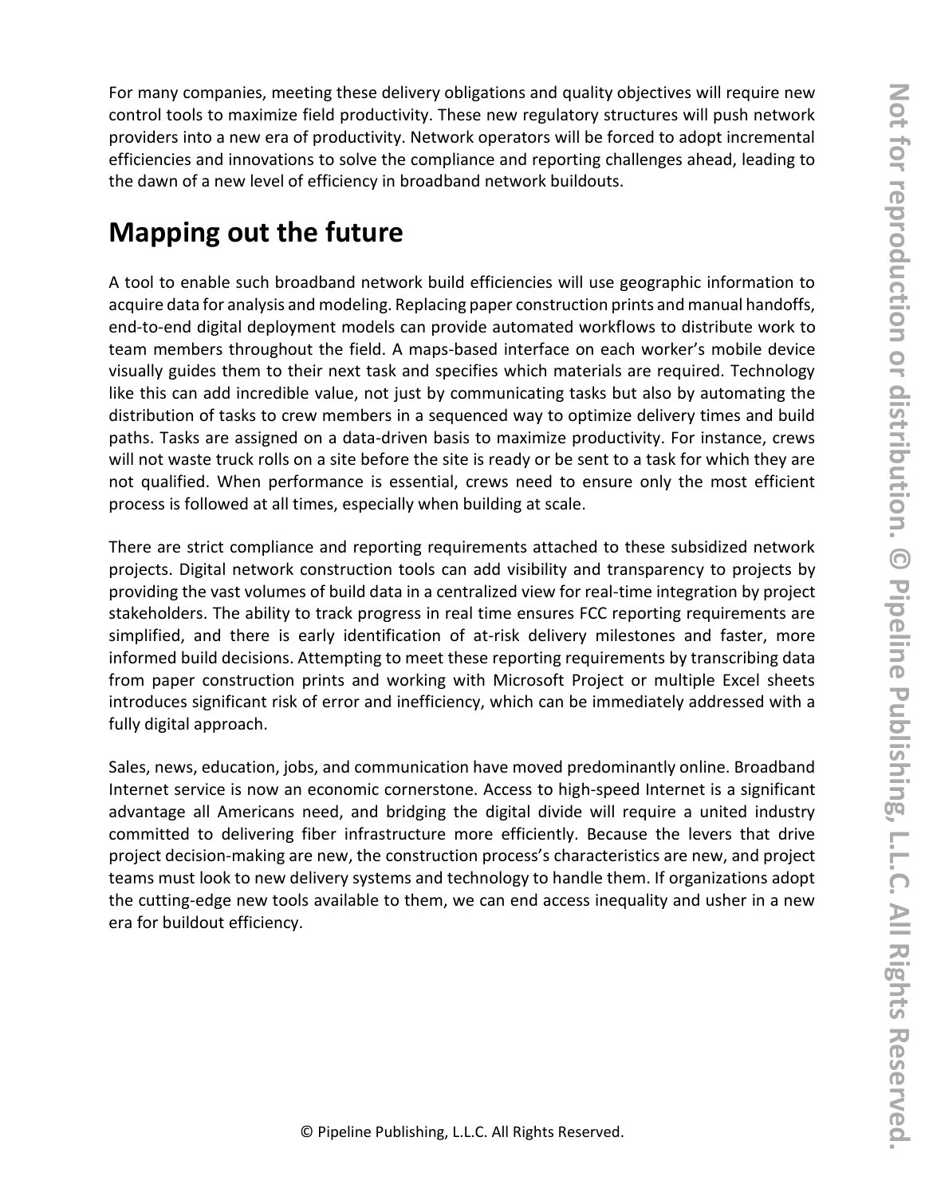For many companies, meeting these delivery obligations and quality objectives will require new control tools to maximize field productivity. These new regulatory structures will push network providers into a new era of productivity. Network operators will be forced to adopt incremental efficiencies and innovations to solve the compliance and reporting challenges ahead, leading to the dawn of a new level of efficiency in broadband network buildouts.

## Mapping out the future

A tool to enable such broadband network build efficiencies will use geographic information to acquire data for analysis and modeling. Replacing paper construction prints and manual handoffs, end-to-end digital deployment models can provide automated workflows to distribute work to team members throughout the field. A maps-based interface on each worker's mobile device visually guides them to their next task and specifies which materials are required. Technology like this can add incredible value, not just by communicating tasks but also by automating the distribution of tasks to crew members in a sequenced way to optimize delivery times and build paths. Tasks are assigned on a data-driven basis to maximize productivity. For instance, crews will not waste truck rolls on a site before the site is ready or be sent to a task for which they are not qualified. When performance is essential, crews need to ensure only the most efficient process is followed at all times, especially when building at scale.

There are strict compliance and reporting requirements attached to these subsidized network projects. Digital network construction tools can add visibility and transparency to projects by providing the vast volumes of build data in a centralized view for real-time integration by project stakeholders. The ability to track progress in real time ensures FCC reporting requirements are simplified, and there is early identification of at-risk delivery milestones and faster, more informed build decisions. Attempting to meet these reporting requirements by transcribing data from paper construction prints and working with Microsoft Project or multiple Excel sheets introduces significant risk of error and inefficiency, which can be immediately addressed with a fully digital approach.

Sales, news, education, jobs, and communication have moved predominantly online. Broadband Internet service is now an economic cornerstone. Access to high-speed Internet is a significant advantage all Americans need, and bridging the digital divide will require a united industry committed to delivering fiber infrastructure more efficiently. Because the levers that drive project decision-making are new, the construction process's characteristics are new, and project teams must look to new delivery systems and technology to handle them. If organizations adopt the cutting-edge new tools available to them, we can end access inequality and usher in a new era for buildout efficiency.